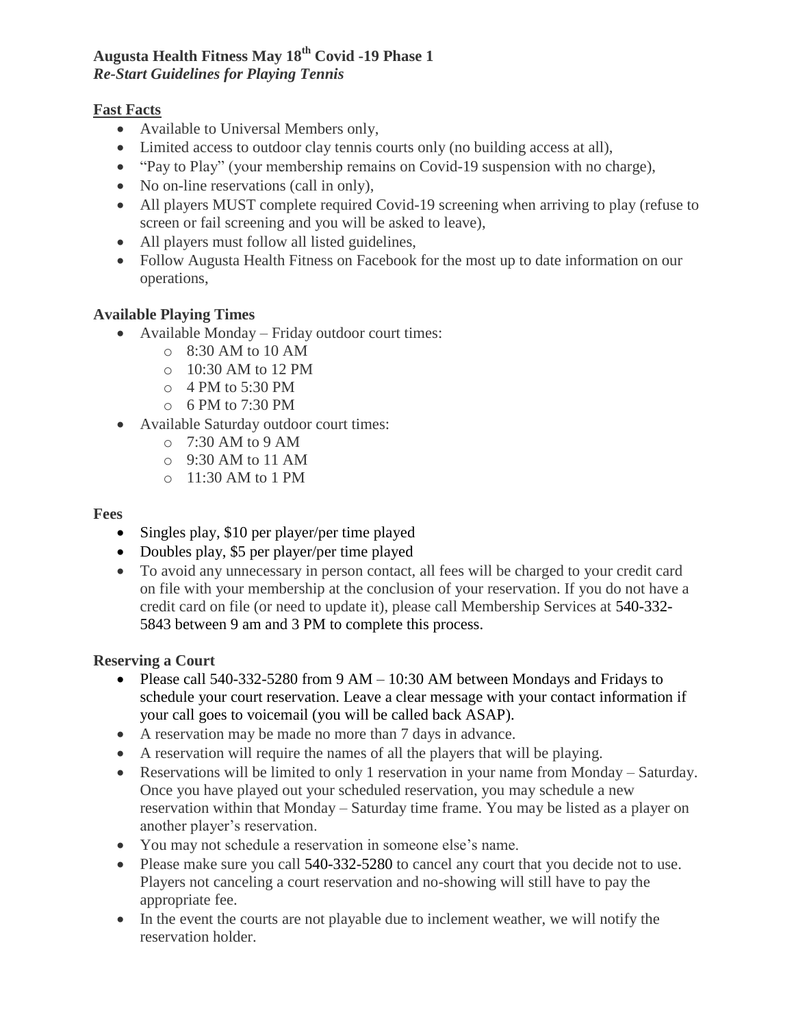# Augusta Health Fitness May 18th Covid -19 Phase 1

***Re-Start Guidelines for Playing Tennis***

## Fast Facts

- Available to Universal Members only,
- Limited access to outdoor clay tennis courts only (no building access at all),
- "Pay to Play" (your membership remains on Covid-19 suspension with no charge),
- No on-line reservations (call in only),
- All players MUST complete required Covid-19 screening when arriving to play (refuse to screen or fail screening and you will be asked to leave),
- All players must follow all listed guidelines,
- Follow Augusta Health Fitness on Facebook for the most up to date information on our operations,

## Available Playing Times

- Available Monday – Friday outdoor court times:
  - 8:30 AM to 10 AM
  - 10:30 AM to 12 PM
  - 4 PM to 5:30 PM
  - 6 PM to 7:30 PM
- Available Saturday outdoor court times:
  - 7:30 AM to 9 AM
  - 9:30 AM to 11 AM
  - 11:30 AM to 1 PM

## Fees

- Singles play, $10 per player/per time played
- Doubles play, $5 per player/per time played
- To avoid any unnecessary in person contact, all fees will be charged to your credit card on file with your membership at the conclusion of your reservation. If you do not have a credit card on file (or need to update it), please call Membership Services at 540-332-5843 between 9 am and 3 PM to complete this process.

## Reserving a Court

- Please call 540-332-5280 from 9 AM – 10:30 AM between Mondays and Fridays to schedule your court reservation. Leave a clear message with your contact information if your call goes to voicemail (you will be called back ASAP).
- A reservation may be made no more than 7 days in advance.
- A reservation will require the names of all the players that will be playing.
- Reservations will be limited to only 1 reservation in your name from Monday – Saturday. Once you have played out your scheduled reservation, you may schedule a new reservation within that Monday – Saturday time frame. You may be listed as a player on another player's reservation.
- You may not schedule a reservation in someone else's name.
- Please make sure you call 540-332-5280 to cancel any court that you decide not to use. Players not canceling a court reservation and no-showing will still have to pay the appropriate fee.
- In the event the courts are not playable due to inclement weather, we will notify the reservation holder.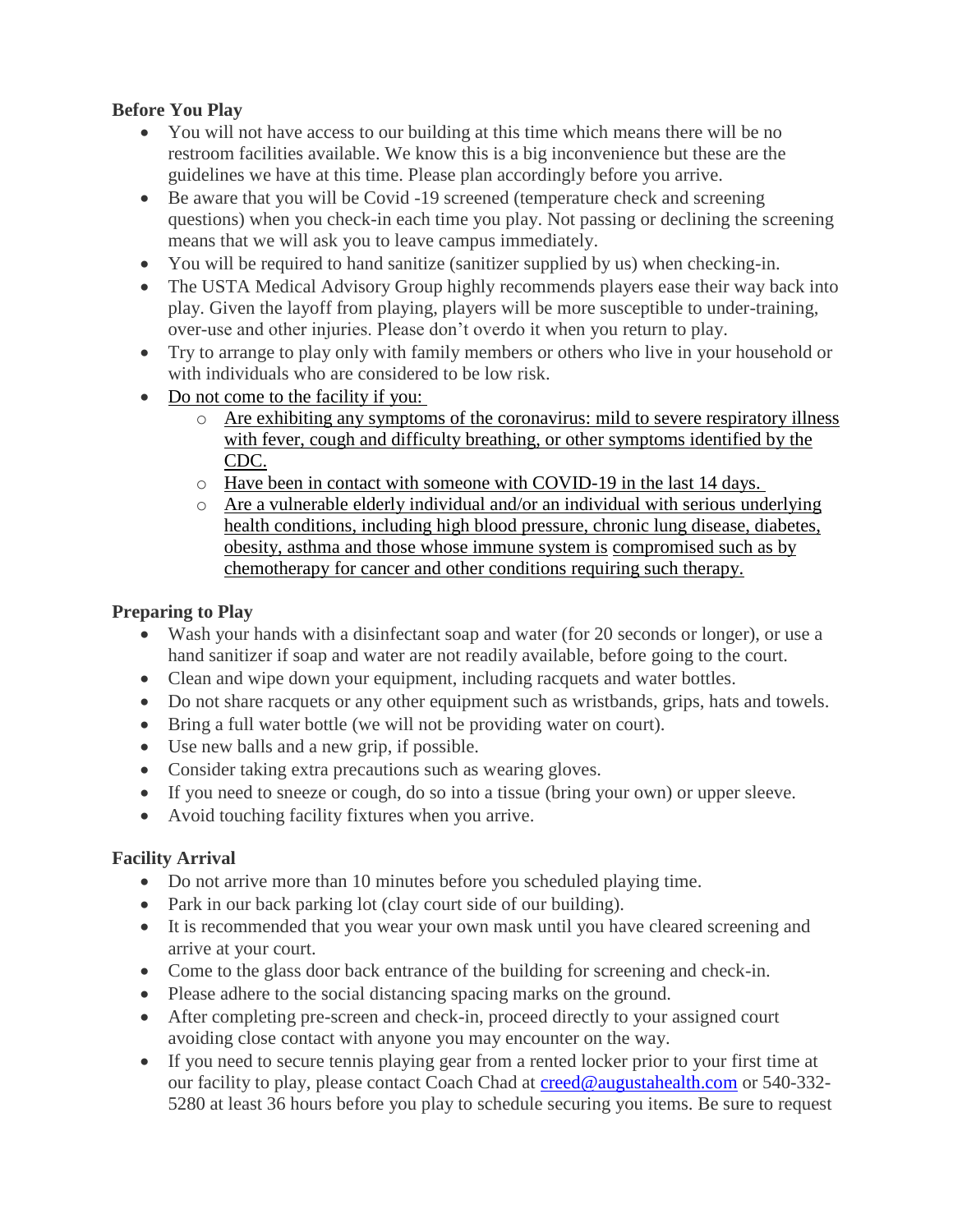**Before You Play**

- You will not have access to our building at this time which means there will be no restroom facilities available. We know this is a big inconvenience but these are the guidelines we have at this time. Please plan accordingly before you arrive.
- Be aware that you will be Covid -19 screened (temperature check and screening questions) when you check-in each time you play. Not passing or declining the screening means that we will ask you to leave campus immediately.
- You will be required to hand sanitize (sanitizer supplied by us) when checking-in.
- The USTA Medical Advisory Group highly recommends players ease their way back into play. Given the layoff from playing, players will be more susceptible to under-training, over-use and other injuries. Please don't overdo it when you return to play.
- Try to arrange to play only with family members or others who live in your household or with individuals who are considered to be low risk.
- Do not come to the facility if you:
  - Are exhibiting any symptoms of the coronavirus: mild to severe respiratory illness with fever, cough and difficulty breathing, or other symptoms identified by the CDC.
  - Have been in contact with someone with COVID-19 in the last 14 days.
  - Are a vulnerable elderly individual and/or an individual with serious underlying health conditions, including high blood pressure, chronic lung disease, diabetes, obesity, asthma and those whose immune system is compromised such as by chemotherapy for cancer and other conditions requiring such therapy.

**Preparing to Play**

- Wash your hands with a disinfectant soap and water (for 20 seconds or longer), or use a hand sanitizer if soap and water are not readily available, before going to the court.
- Clean and wipe down your equipment, including racquets and water bottles.
- Do not share racquets or any other equipment such as wristbands, grips, hats and towels.
- Bring a full water bottle (we will not be providing water on court).
- Use new balls and a new grip, if possible.
- Consider taking extra precautions such as wearing gloves.
- If you need to sneeze or cough, do so into a tissue (bring your own) or upper sleeve.
- Avoid touching facility fixtures when you arrive.

**Facility Arrival**

- Do not arrive more than 10 minutes before you scheduled playing time.
- Park in our back parking lot (clay court side of our building).
- It is recommended that you wear your own mask until you have cleared screening and arrive at your court.
- Come to the glass door back entrance of the building for screening and check-in.
- Please adhere to the social distancing spacing marks on the ground.
- After completing pre-screen and check-in, proceed directly to your assigned court avoiding close contact with anyone you may encounter on the way.
- If you need to secure tennis playing gear from a rented locker prior to your first time at our facility to play, please contact Coach Chad at creed@augustahealth.com or 540-332-5280 at least 36 hours before you play to schedule securing you items. Be sure to request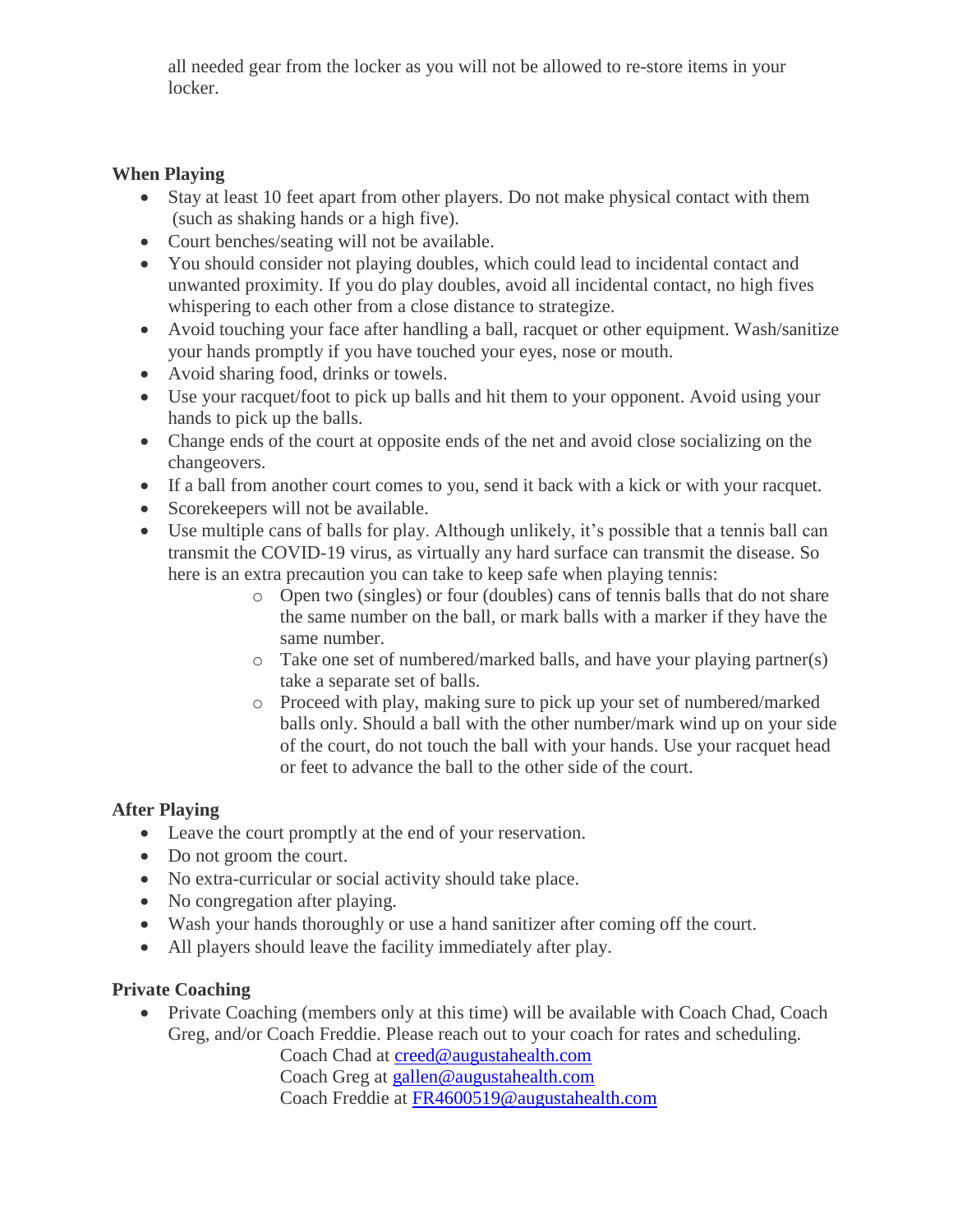all needed gear from the locker as you will not be allowed to re-store items in your locker.

**When Playing**

- Stay at least 10 feet apart from other players. Do not make physical contact with them (such as shaking hands or a high five).
- Court benches/seating will not be available.
- You should consider not playing doubles, which could lead to incidental contact and unwanted proximity. If you do play doubles, avoid all incidental contact, no high fives whispering to each other from a close distance to strategize.
- Avoid touching your face after handling a ball, racquet or other equipment. Wash/sanitize your hands promptly if you have touched your eyes, nose or mouth.
- Avoid sharing food, drinks or towels.
- Use your racquet/foot to pick up balls and hit them to your opponent. Avoid using your hands to pick up the balls.
- Change ends of the court at opposite ends of the net and avoid close socializing on the changeovers.
- If a ball from another court comes to you, send it back with a kick or with your racquet.
- Scorekeepers will not be available.
- Use multiple cans of balls for play. Although unlikely, it's possible that a tennis ball can transmit the COVID-19 virus, as virtually any hard surface can transmit the disease. So here is an extra precaution you can take to keep safe when playing tennis:
    - Open two (singles) or four (doubles) cans of tennis balls that do not share the same number on the ball, or mark balls with a marker if they have the same number.
    - Take one set of numbered/marked balls, and have your playing partner(s) take a separate set of balls.
    - Proceed with play, making sure to pick up your set of numbered/marked balls only. Should a ball with the other number/mark wind up on your side of the court, do not touch the ball with your hands. Use your racquet head or feet to advance the ball to the other side of the court.

**After Playing**

- Leave the court promptly at the end of your reservation.
- Do not groom the court.
- No extra-curricular or social activity should take place.
- No congregation after playing.
- Wash your hands thoroughly or use a hand sanitizer after coming off the court.
- All players should leave the facility immediately after play.

**Private Coaching**

- Private Coaching (members only at this time) will be available with Coach Chad, Coach Greg, and/or Coach Freddie. Please reach out to your coach for rates and scheduling.

  Coach Chad at creed@augustahealth.com
  Coach Greg at gallen@augustahealth.com
  Coach Freddie at FR4600519@augustahealth.com